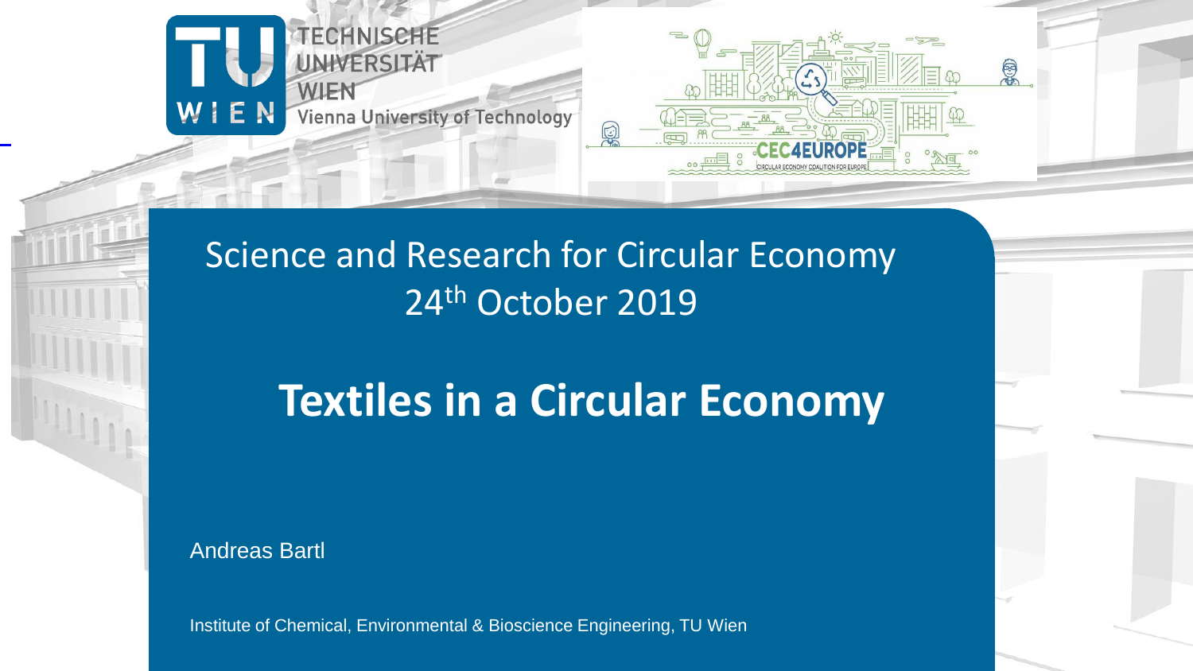TECHNISCHE UNIVERSITÄT WIEN

Vienna University of Technology

CEC4EUROPE

CIRCULAR ECONOMY COALITION FOR EUROPE

Science and Research for Circular Economy

24th October 2019

# Textiles in a Circular Economy

Andreas Bartl

Institute of Chemical, Environmental & Bioscience Engineering, TU Wien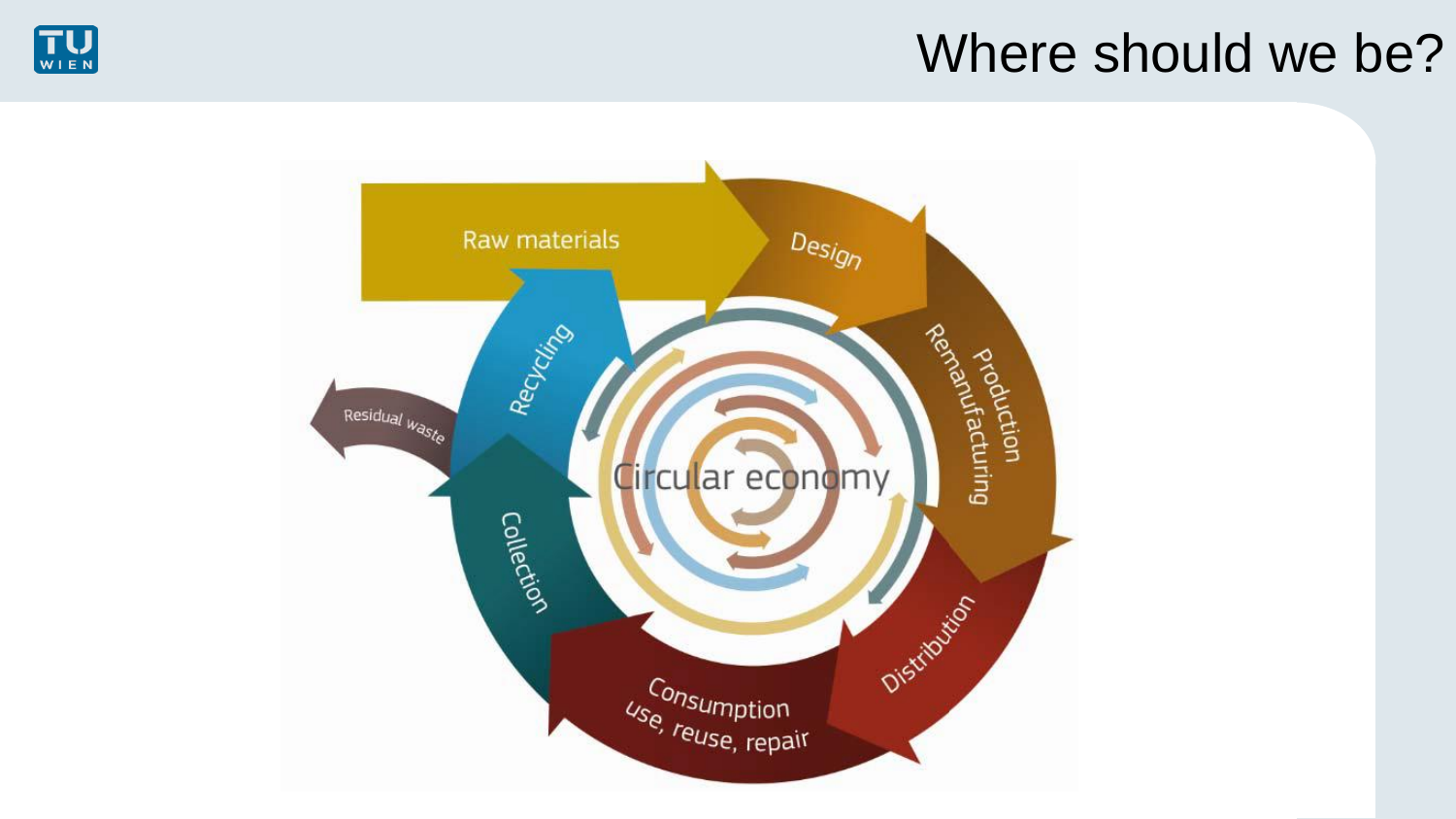# Where should we be?

Raw materials

Design

Production
Remanufacturing

Distribution

Consumption
use, reuse, repair

Collection

Residual waste

Recycling

Circular economy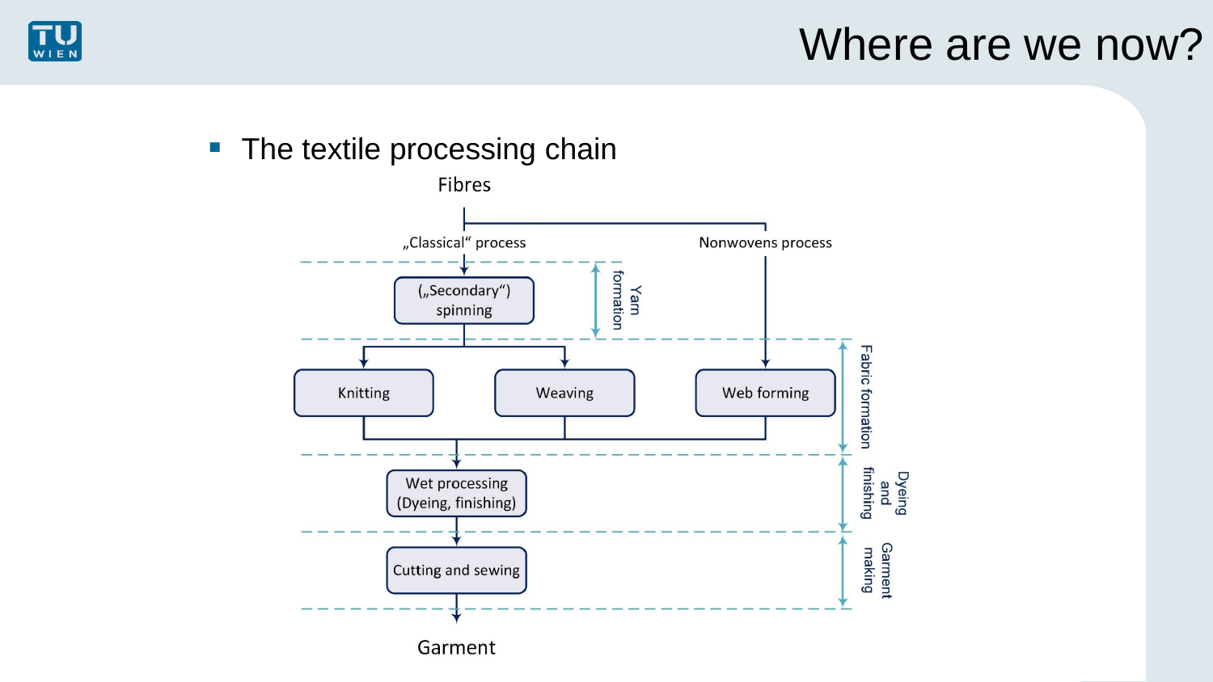# Where are we now?

- The textile processing chain

Fibres

„Classical" process

Nonwovens process

(„Secondary") spinning

Yarn formation

Knitting

Weaving

Web forming

Fabric formation

Wet processing (Dyeing, finishing)

Dyeing and finishing

Cutting and sewing

Garment making

Garment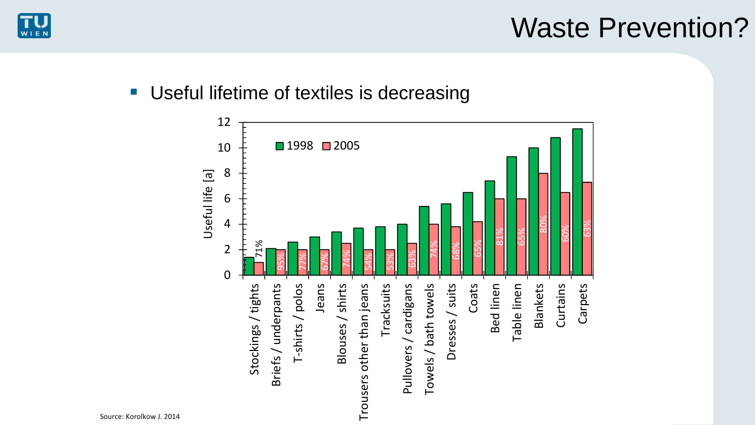# Waste Prevention?

- Useful lifetime of textiles is decreasing

| Category | 1998 | 2005 | Ratio |
|---|---|---|---|
| Stockings / tights | 1.4 | 1 | 71% |
| Briefs / underpants | 2.1 | 2 | 95% |
| T-shirts / polos | 2.6 | 2 | 77% |
| Jeans | 3 | 2 | 67% |
| Blouses / shirts | 3.4 | 2.5 | 74% |
| Trousers other than jeans | 3.7 | 2 | 54% |
| Tracksuits | 3.8 | 2 | 53% |
| Pullovers / cardigans | 4 | 2.5 | 63% |
| Towels / bath towels | 5.4 | 4 | 74% |
| Dresses / suits | 5.6 | 3.8 | 68% |
| Coats | 6.5 | 4.2 | 65% |
| Bed linen | 7.4 | 6 | 81% |
| Table linen | 9.3 | 6 | 65% |
| Blankets | 10 | 8 | 80% |
| Curtains | 10.8 | 6.5 | 60% |
| Carpets | 11.5 | 7.3 | 63% |

Useful life [a]

Source: Korolkow J. 2014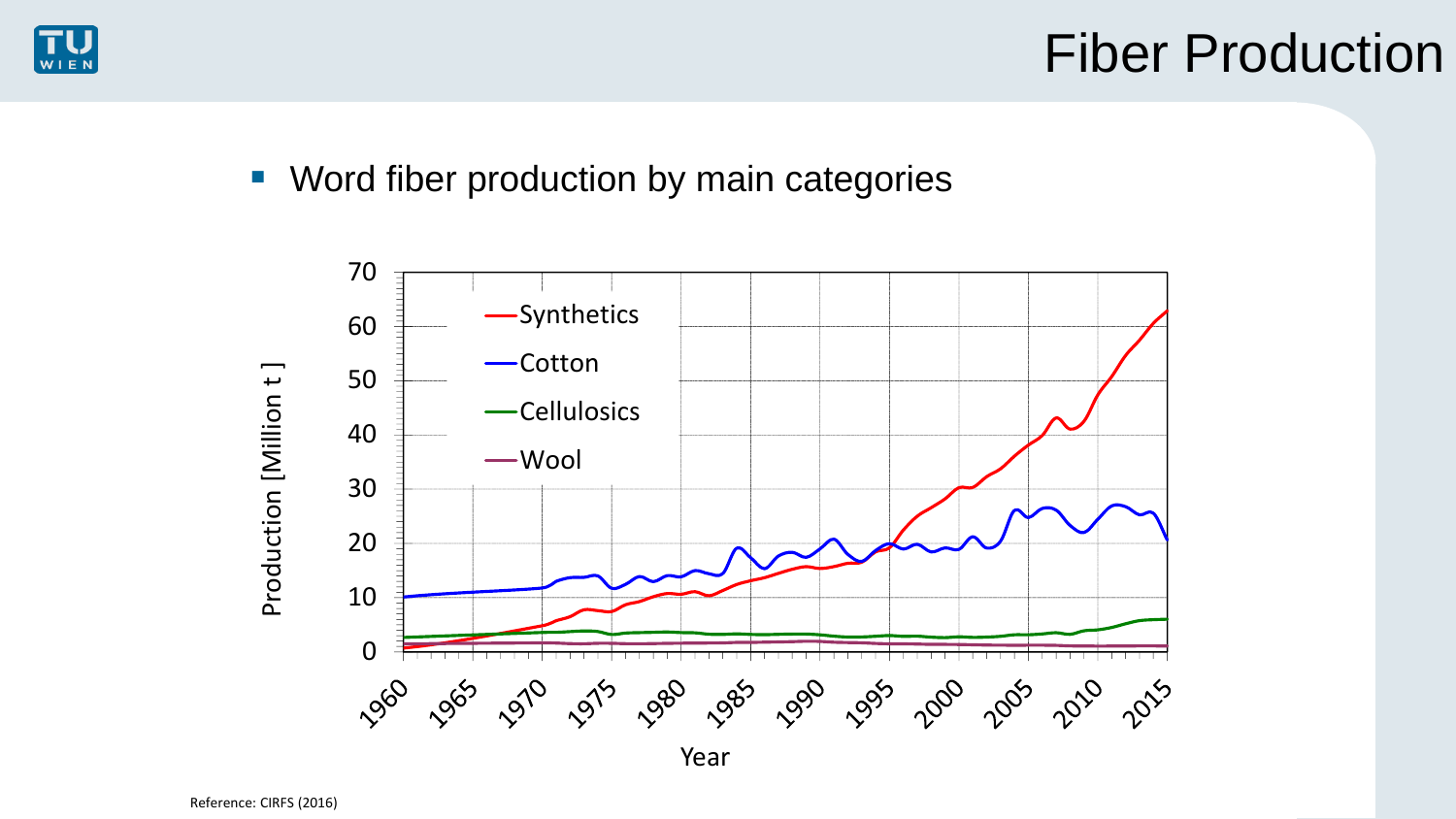# Fiber Production

- Word fiber production by main categories

Reference: CIRFS (2016)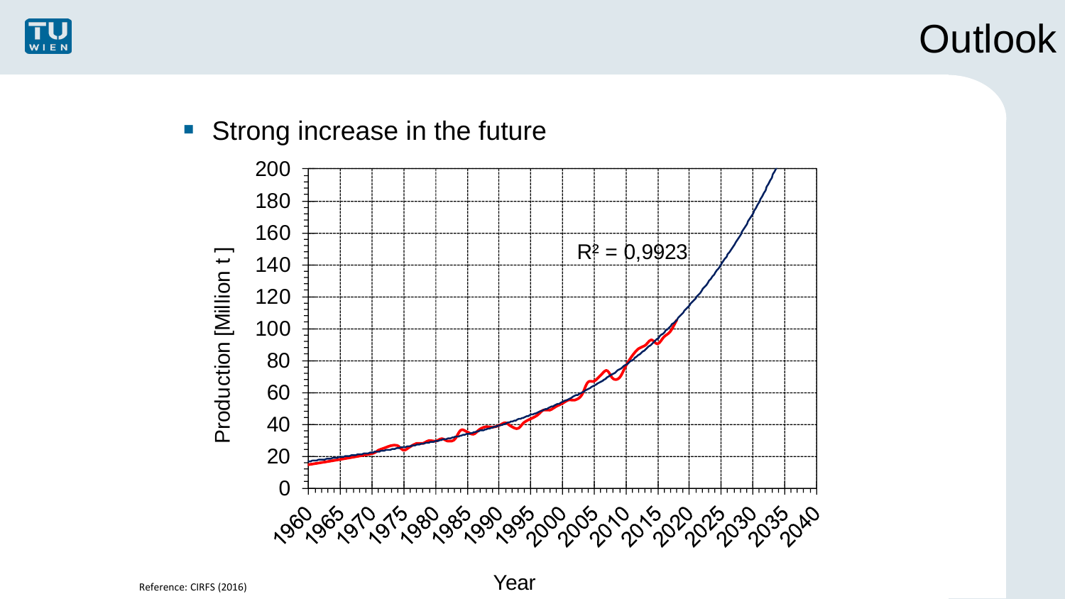# Outlook

- Strong increase in the future

Reference: CIRFS (2016)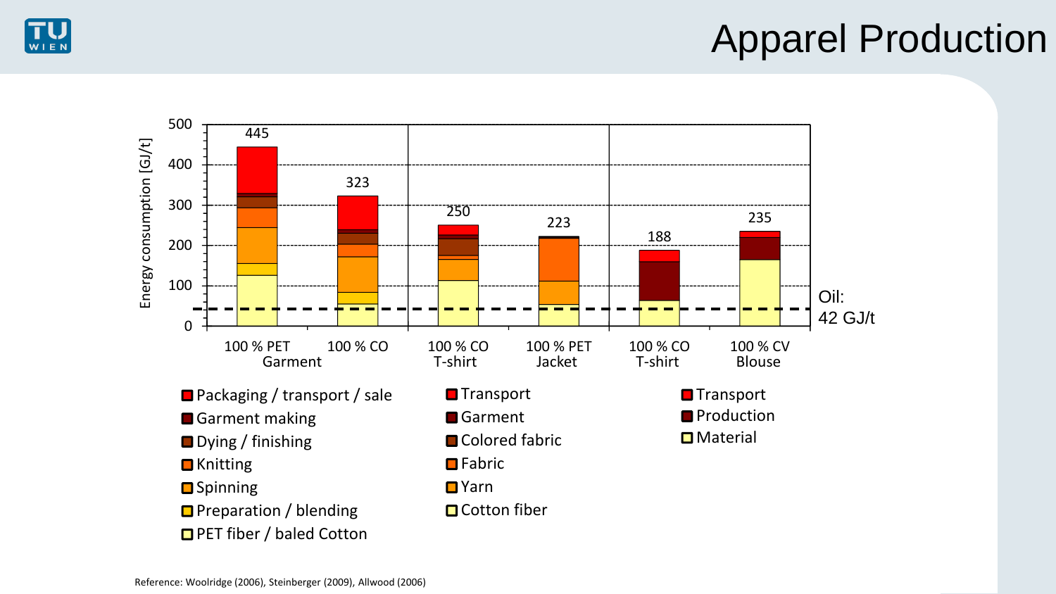# Apparel Production

Energy consumption [GJ/t]

| | 100 % PET Garment | 100 % CO Garment | 100 % CO T-shirt | 100 % PET Jacket | 100 % CO T-shirt | 100 % CV Blouse |
|---|---|---|---|---|---|---|
| Total | 445 | 323 | 250 | 223 | 188 | 235 |

Oil: 42 GJ/t

Legend (100 % PET / 100 % CO Garment):
- Packaging / transport / sale
- Garment making
- Dying / finishing
- Knitting
- Spinning
- Preparation / blending
- PET fiber / baled Cotton

Legend (100 % CO T-shirt / 100 % PET Jacket):
- Transport
- Garment
- Colored fabric
- Fabric
- Yarn
- Cotton fiber

Legend (100 % CO T-shirt / 100 % CV Blouse):
- Transport
- Production
- Material

Reference: Woolridge (2006), Steinberger (2009), Allwood (2006)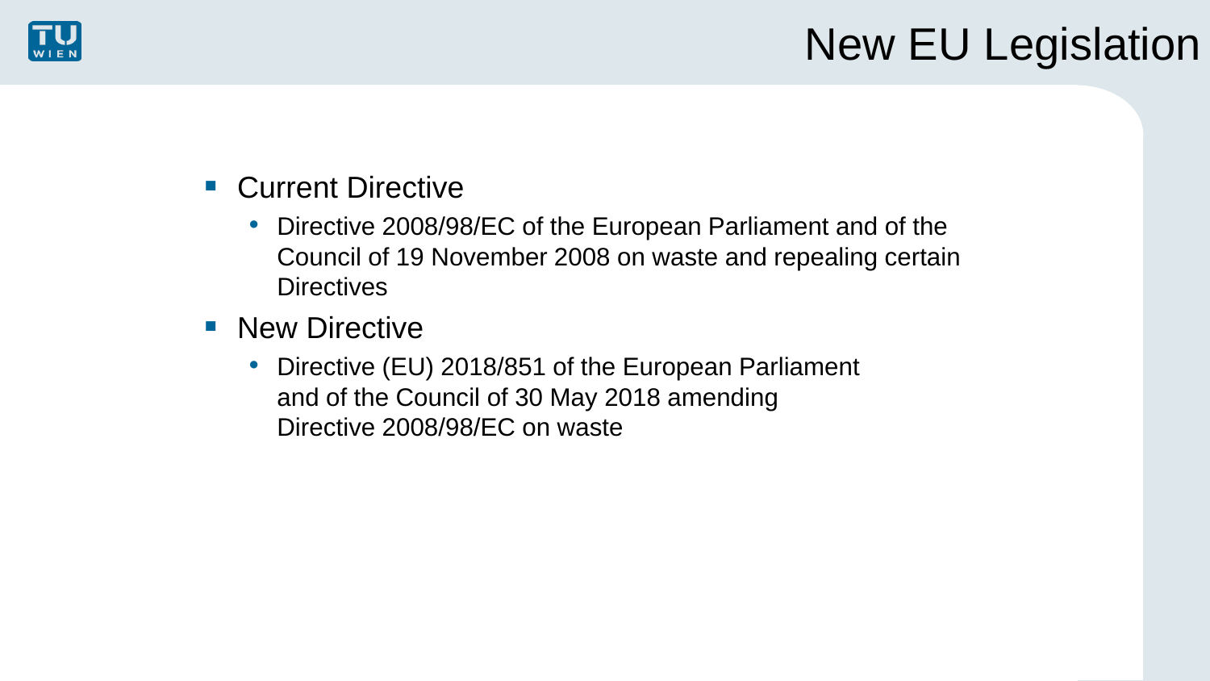# New EU Legislation

- Current Directive
  - Directive 2008/98/EC of the European Parliament and of the Council of 19 November 2008 on waste and repealing certain Directives
- New Directive
  - Directive (EU) 2018/851 of the European Parliament and of the Council of 30 May 2018 amending Directive 2008/98/EC on waste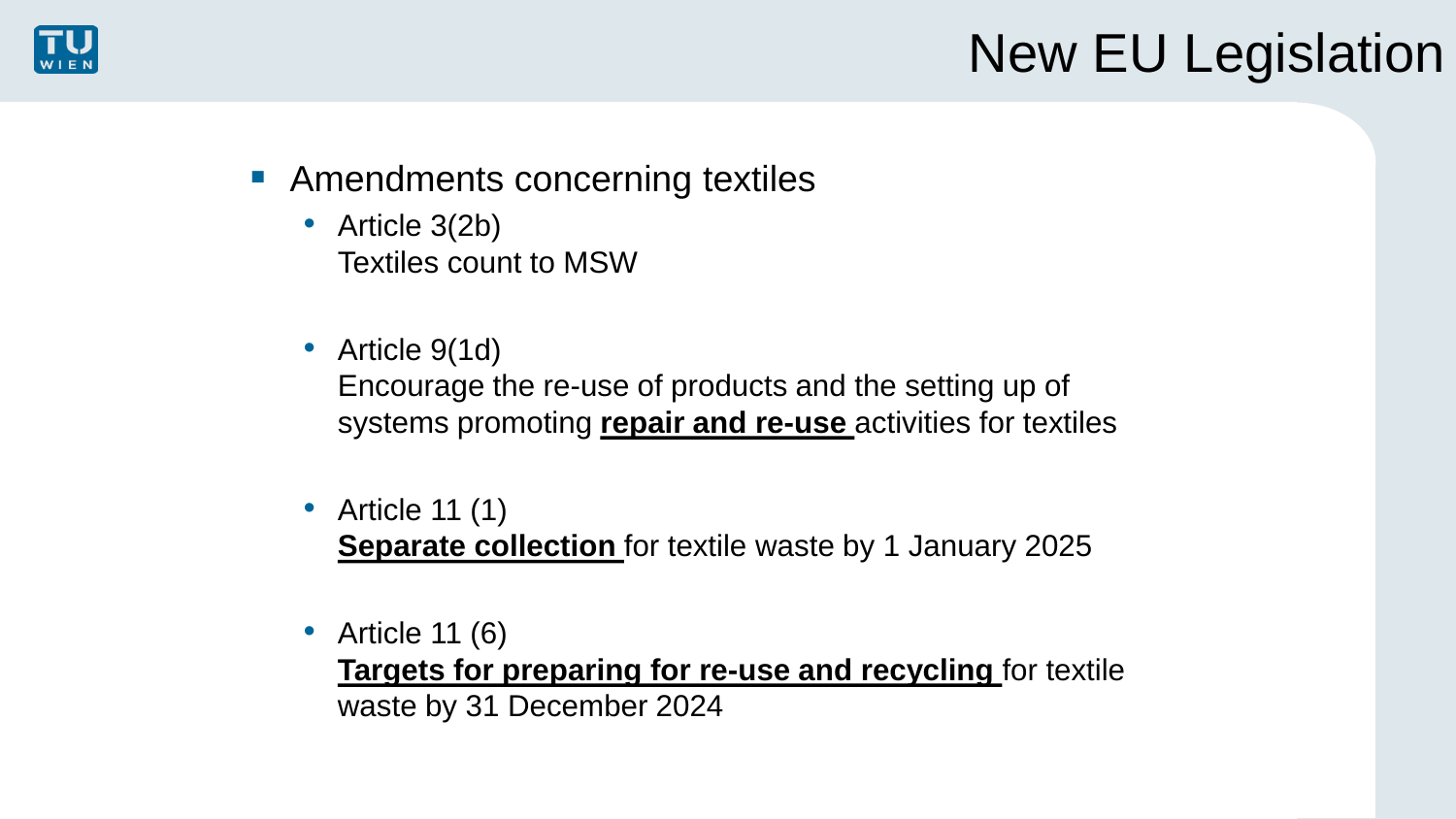# New EU Legislation

- Amendments concerning textiles
  - Article 3(2b)
    Textiles count to MSW
  - Article 9(1d)
    Encourage the re-use of products and the setting up of systems promoting **repair and re-use** activities for textiles
  - Article 11 (1)
    **Separate collection** for textile waste by 1 January 2025
  - Article 11 (6)
    **Targets for preparing for re-use and recycling** for textile waste by 31 December 2024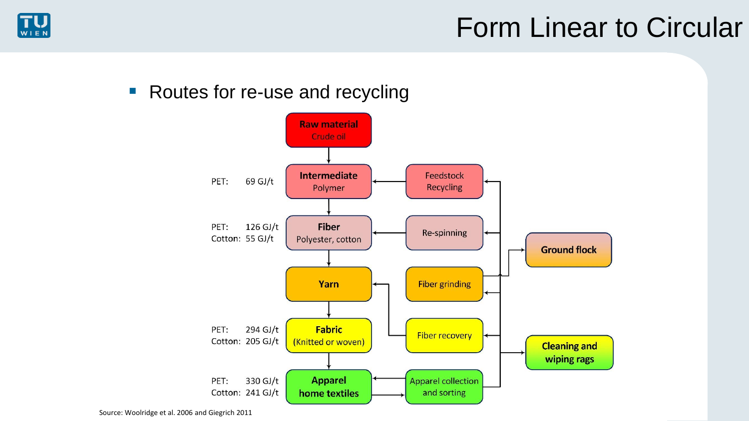# Form Linear to Circular

- Routes for re-use and recycling

**Raw material**
Crude oil

PET: 69 GJ/t — **Intermediate** Polymer ← Feedstock Recycling

PET: 126 GJ/t
Cotton: 55 GJ/t — **Fiber** Polyester, cotton ← Re-spinning

**Yarn** ← Fiber grinding → **Ground flock**

PET: 294 GJ/t
Cotton: 205 GJ/t — **Fabric** (Knitted or woven) — Fiber recovery

PET: 330 GJ/t
Cotton: 241 GJ/t — **Apparel home textiles** ↔ Apparel collection and sorting → **Cleaning and wiping rags**

Source: Woolridge et al. 2006 and Giegrich 2011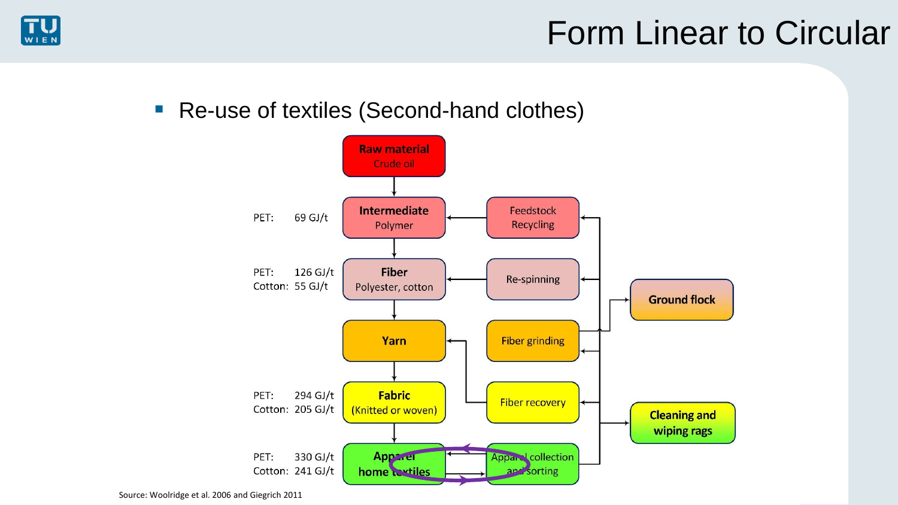# Form Linear to Circular

- Re-use of textiles (Second-hand clothes)

| | | Process stage | Recycling route | End use |
|---|---|---|---|---|
| | | **Raw material** Crude oil | | |
| PET: | 69 GJ/t | **Intermediate** Polymer | Feedstock Recycling | |
| PET: Cotton: | 126 GJ/t 55 GJ/t | **Fiber** Polyester, cotton | Re-spinning | **Ground flock** |
| | | **Yarn** | Fiber grinding | |
| PET: Cotton: | 294 GJ/t 205 GJ/t | **Fabric** (Knitted or woven) | Fiber recovery | **Cleaning and wiping rags** |
| PET: Cotton: | 330 GJ/t 241 GJ/t | **Apparel home textiles** | Apparel collection and sorting | |

Source: Woolridge et al. 2006 and Giegrich 2011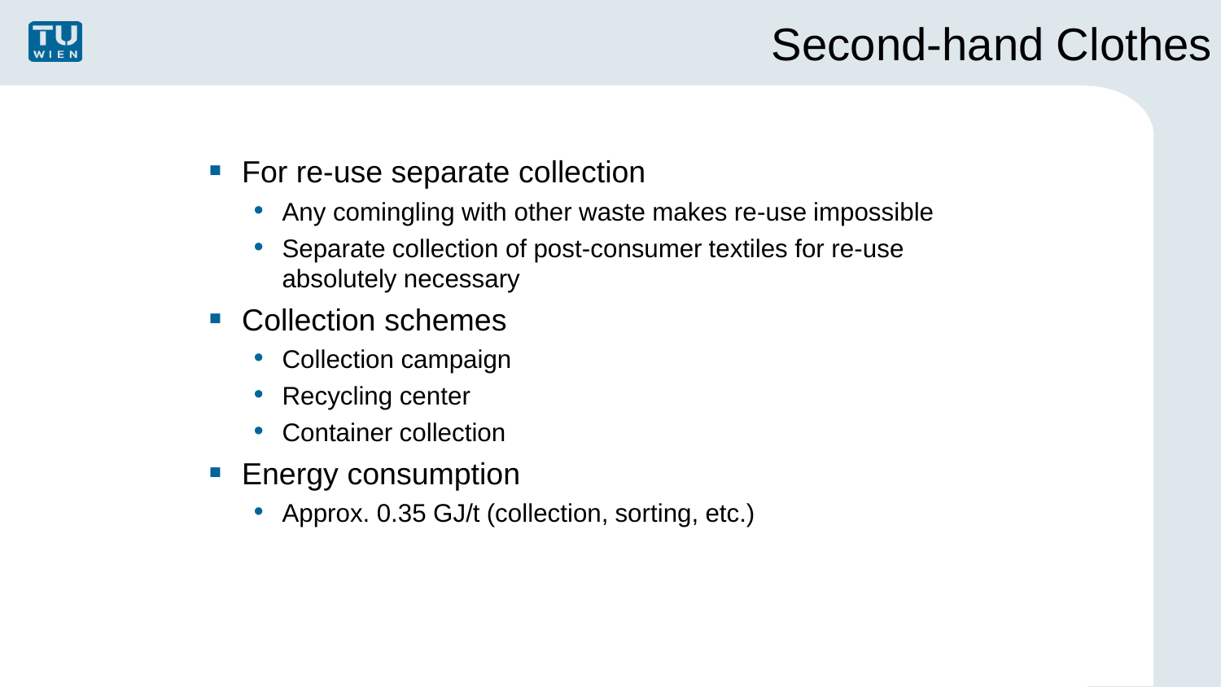# Second-hand Clothes

- For re-use separate collection
  - Any comingling with other waste makes re-use impossible
  - Separate collection of post-consumer textiles for re-use absolutely necessary
- Collection schemes
  - Collection campaign
  - Recycling center
  - Container collection
- Energy consumption
  - Approx. 0.35 GJ/t (collection, sorting, etc.)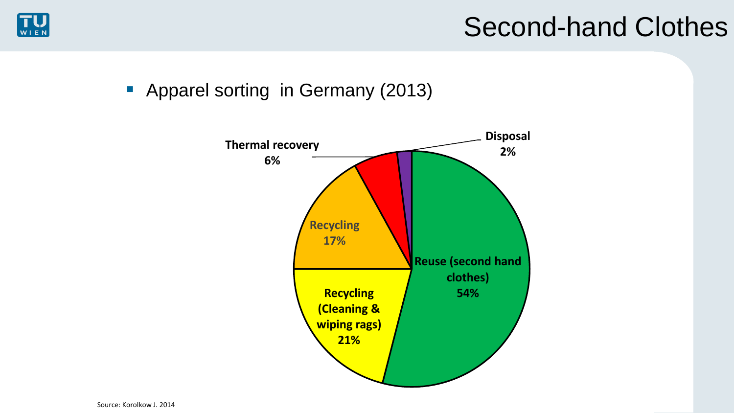# Second-hand Clothes

- Apparel sorting in Germany (2013)

| Category | Share |
| --- | --- |
| Reuse (second hand clothes) | 54% |
| Recycling (Cleaning & wiping rags) | 21% |
| Recycling | 17% |
| Thermal recovery | 6% |
| Disposal | 2% |

Source: Korolkow J. 2014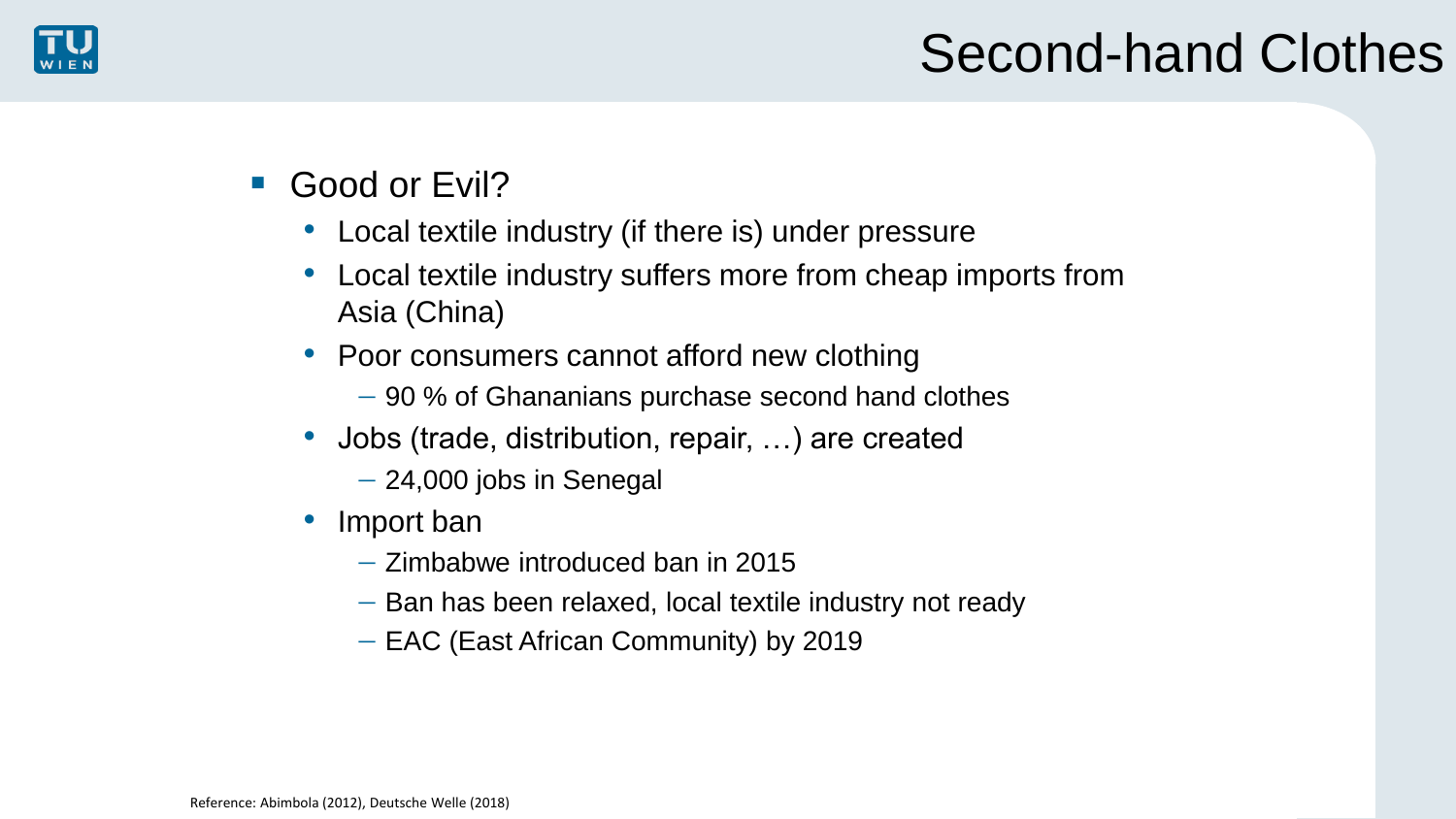# Second-hand Clothes

- Good or Evil?
  - Local textile industry (if there is) under pressure
  - Local textile industry suffers more from cheap imports from Asia (China)
  - Poor consumers cannot afford new clothing
    - 90 % of Ghananians purchase second hand clothes
  - Jobs (trade, distribution, repair, …) are created
    - 24,000 jobs in Senegal
  - Import ban
    - Zimbabwe introduced ban in 2015
    - Ban has been relaxed, local textile industry not ready
    - EAC (East African Community) by 2019

Reference: Abimbola (2012), Deutsche Welle (2018)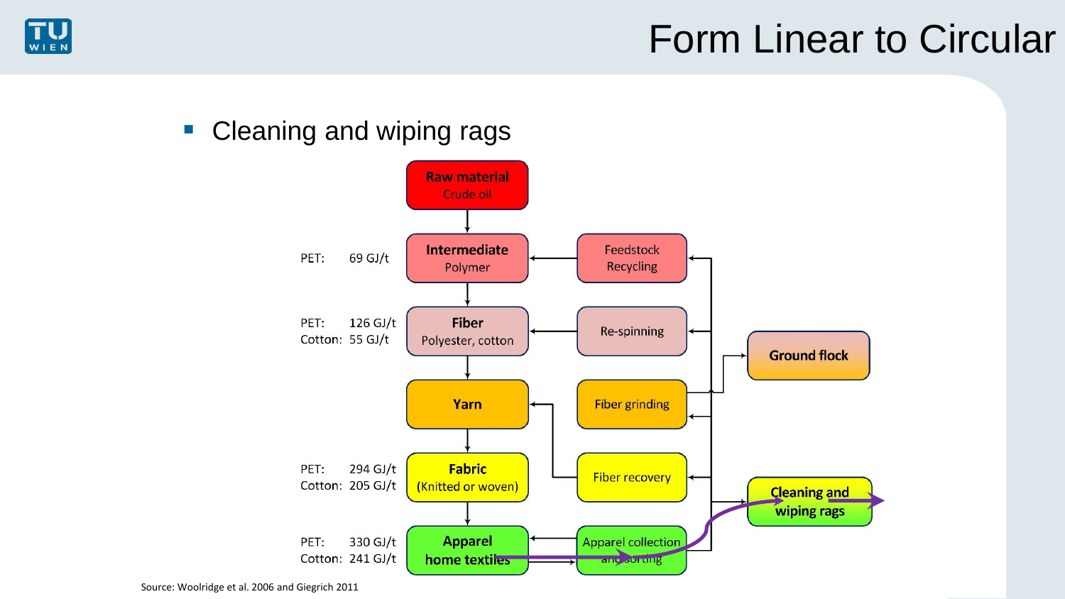# Form Linear to Circular

- Cleaning and wiping rags

| | | Process | Recycling route |
|---|---|---|---|
| | | **Raw material** Crude oil | |
| PET: | 69 GJ/t | **Intermediate** Polymer | Feedstock Recycling |
| PET: Cotton: | 126 GJ/t 55 GJ/t | **Fiber** Polyester, cotton | Re-spinning |
| | | **Yarn** | Fiber grinding |
| PET: Cotton: | 294 GJ/t 205 GJ/t | **Fabric** (Knitted or woven) | Fiber recovery |
| PET: Cotton: | 330 GJ/t 241 GJ/t | **Apparel** home textiles | Apparel collection and sorting |

**Ground flock**

**Cleaning and wiping rags**

Source: Woolridge et al. 2006 and Giegrich 2011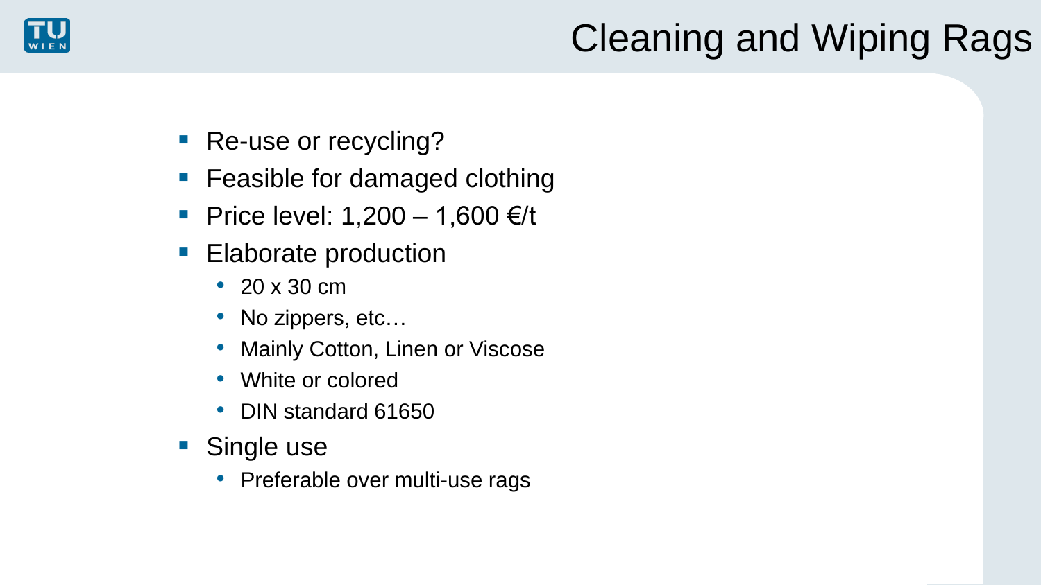# Cleaning and Wiping Rags

- Re-use or recycling?
- Feasible for damaged clothing
- Price level: 1,200 – 1,600 €/t
- Elaborate production
  - 20 x 30 cm
  - No zippers, etc…
  - Mainly Cotton, Linen or Viscose
  - White or colored
  - DIN standard 61650
- Single use
  - Preferable over multi-use rags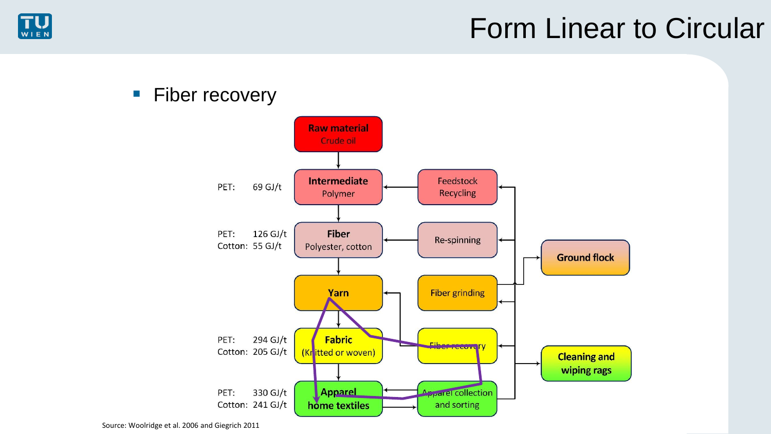# Form Linear to Circular

- Fiber recovery

| | | Process stage | Recovery route |
|---|---|---|---|
| | | **Raw material** Crude oil | |
| PET: | 69 GJ/t | **Intermediate** Polymer | Feedstock Recycling |
| PET: Cotton: | 126 GJ/t 55 GJ/t | **Fiber** Polyester, cotton | Re-spinning |
| | | **Yarn** | Fiber grinding |
| PET: Cotton: | 294 GJ/t 205 GJ/t | **Fabric** (Knitted or woven) | Fiber recovery |
| PET: Cotton: | 330 GJ/t 241 GJ/t | **Apparel** home textiles | Apparel collection and sorting |

Other outputs: **Ground flock**; **Cleaning and wiping rags**

Source: Woolridge et al. 2006 and Giegrich 2011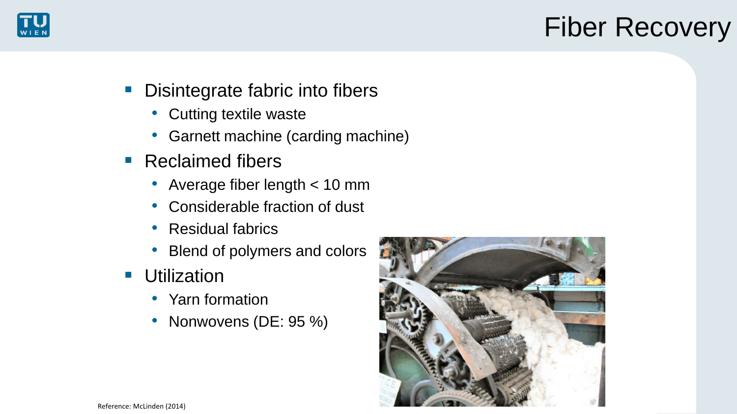# Fiber Recovery

- Disintegrate fabric into fibers
  - Cutting textile waste
  - Garnett machine (carding machine)
- Reclaimed fibers
  - Average fiber length < 10 mm
  - Considerable fraction of dust
  - Residual fabrics
  - Blend of polymers and colors
- Utilization
  - Yarn formation
  - Nonwovens (DE: 95 %)

Reference: McLinden (2014)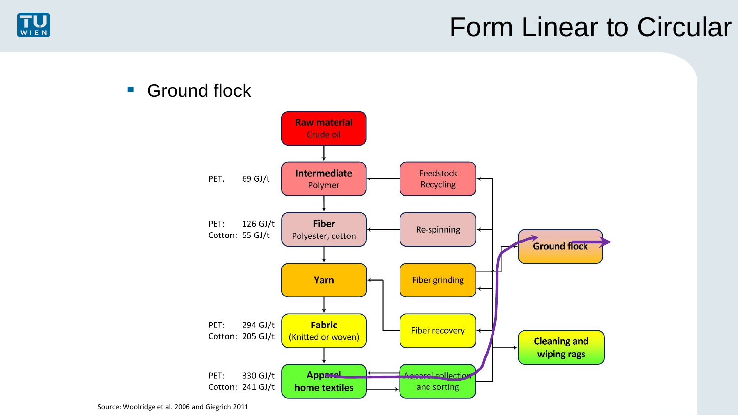# Form Linear to Circular

- Ground flock

| | | Process | Recycling route |
|---|---|---|---|
| | | **Raw material** Crude oil | |
| PET: | 69 GJ/t | **Intermediate** Polymer | Feedstock Recycling |
| PET: Cotton: | 126 GJ/t 55 GJ/t | **Fiber** Polyester, cotton | Re-spinning |
| | | **Yarn** | Fiber grinding |
| PET: Cotton: | 294 GJ/t 205 GJ/t | **Fabric** (Knitted or woven) | Fiber recovery |
| PET: Cotton: | 330 GJ/t 241 GJ/t | **Apparel home textiles** | Apparel collection and sorting |

Other outputs: **Ground flock**; **Cleaning and wiping rags**

Source: Woolridge et al. 2006 and Giegrich 2011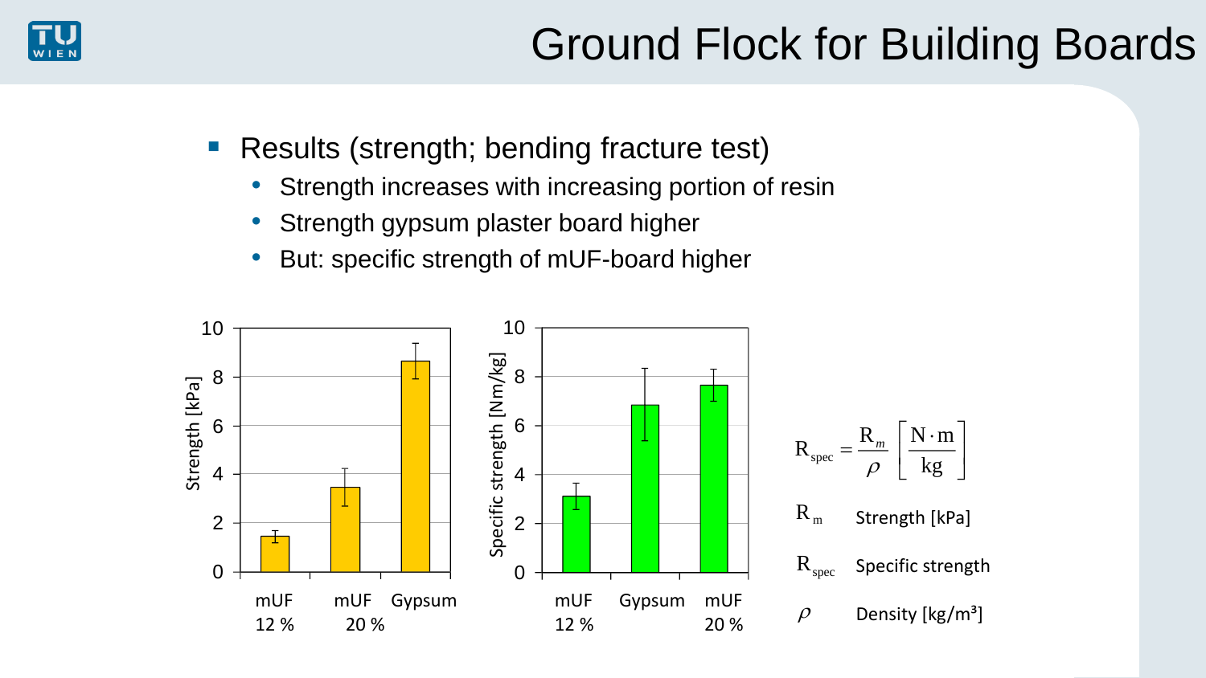# Ground Flock for Building Boards

- Results (strength; bending fracture test)
  - Strength increases with increasing portion of resin
  - Strength gypsum plaster board higher
  - But: specific strength of mUF-board higher

$$R_{spec} = \frac{R_m}{\rho} \left[ \frac{N \cdot m}{kg} \right]$$

$R_m$ Strength [kPa]

$R_{spec}$ Specific strength

$\rho$ Density [kg/m³]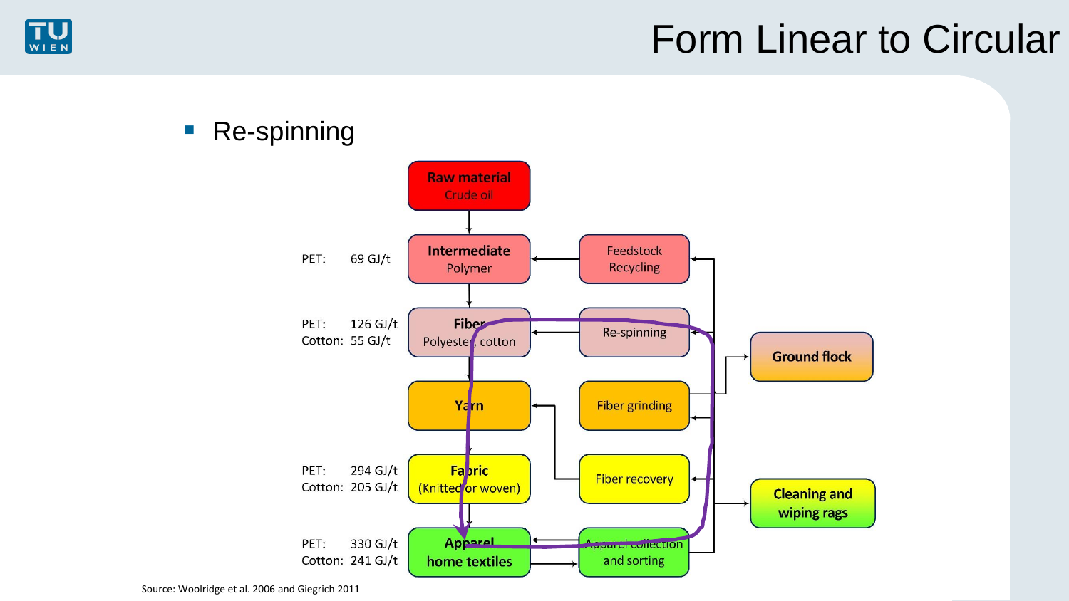# Form Linear to Circular

- Re-spinning

Raw material
Crude oil

PET: 69 GJ/t — Intermediate Polymer ← Feedstock Recycling

PET: 126 GJ/t
Cotton: 55 GJ/t — Fiber Polyester, cotton ← Re-spinning

Yarn ← Fiber grinding

PET: 294 GJ/t
Cotton: 205 GJ/t — Fabric (Knitted or woven) ← Fiber recovery

PET: 330 GJ/t
Cotton: 241 GJ/t — Apparel home textiles → Apparel collection and sorting

Ground flock

Cleaning and wiping rags

Source: Woolridge et al. 2006 and Giegrich 2011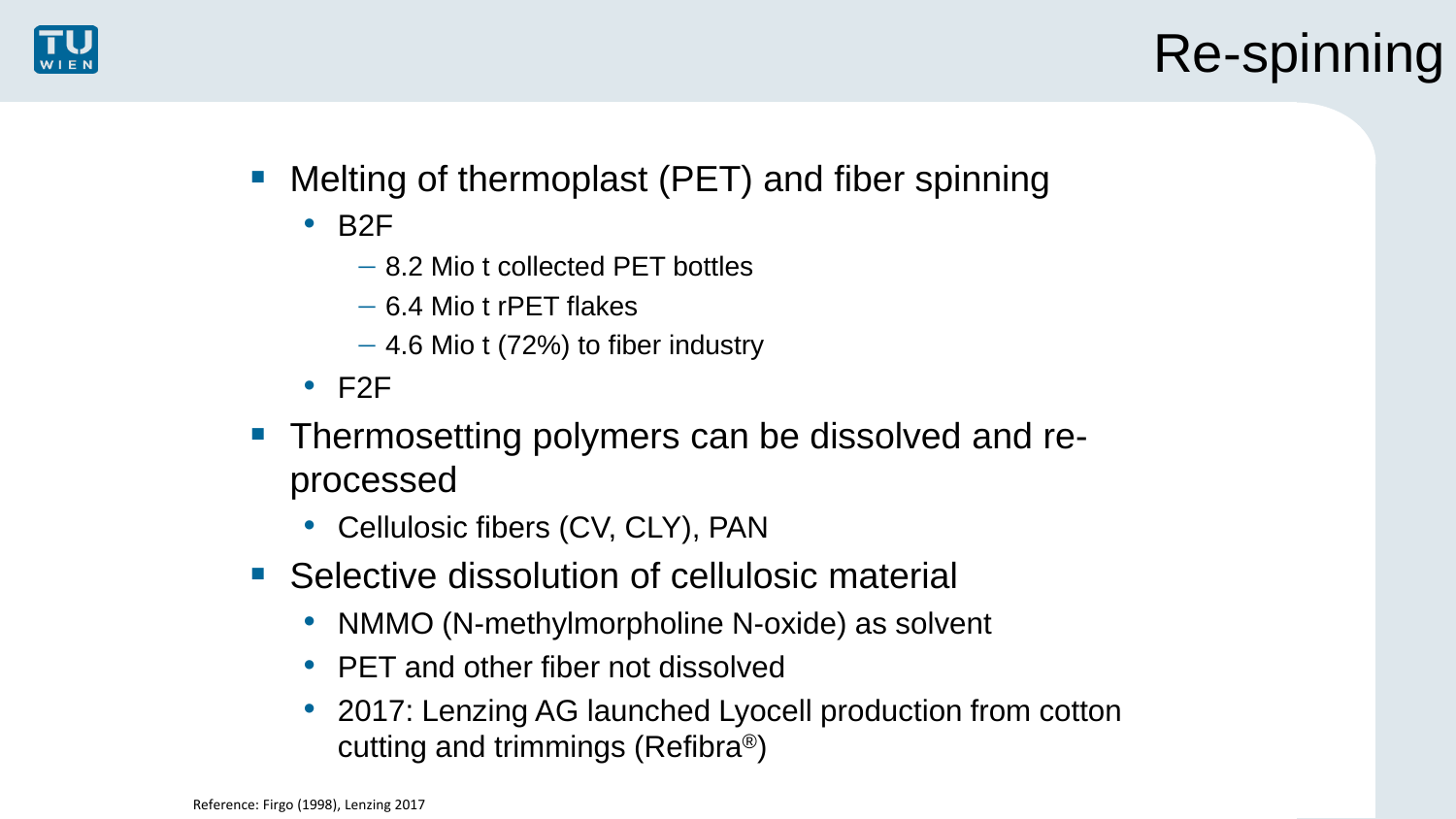# Re-spinning

- Melting of thermoplast (PET) and fiber spinning
  - B2F
    - 8.2 Mio t collected PET bottles
    - 6.4 Mio t rPET flakes
    - 4.6 Mio t (72%) to fiber industry
  - F2F
- Thermosetting polymers can be dissolved and re-processed
  - Cellulosic fibers (CV, CLY), PAN
- Selective dissolution of cellulosic material
  - NMMO (N-methylmorpholine N-oxide) as solvent
  - PET and other fiber not dissolved
  - 2017: Lenzing AG launched Lyocell production from cotton cutting and trimmings (Refibra®)

Reference: Firgo (1998), Lenzing 2017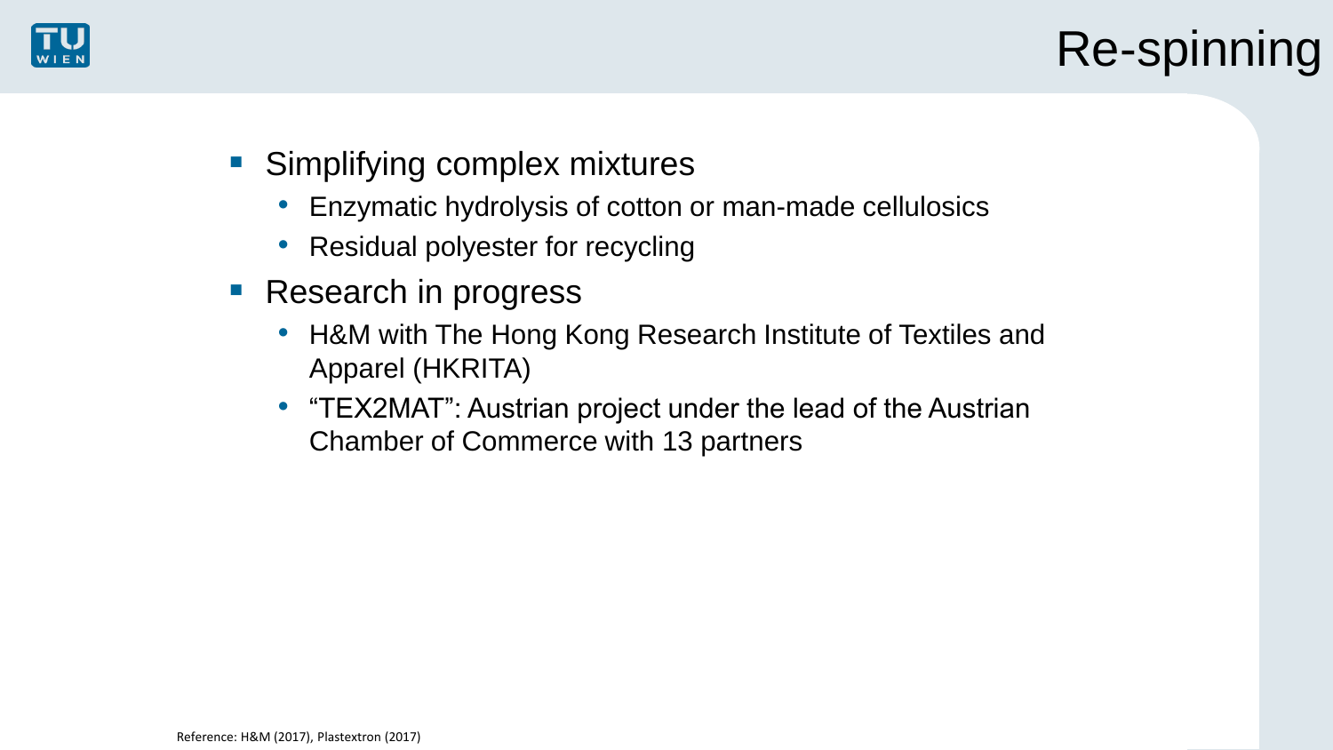# Re-spinning

- Simplifying complex mixtures
  - Enzymatic hydrolysis of cotton or man-made cellulosics
  - Residual polyester for recycling
- Research in progress
  - H&M with The Hong Kong Research Institute of Textiles and Apparel (HKRITA)
  - "TEX2MAT": Austrian project under the lead of the Austrian Chamber of Commerce with 13 partners

Reference: H&M (2017), Plastextron (2017)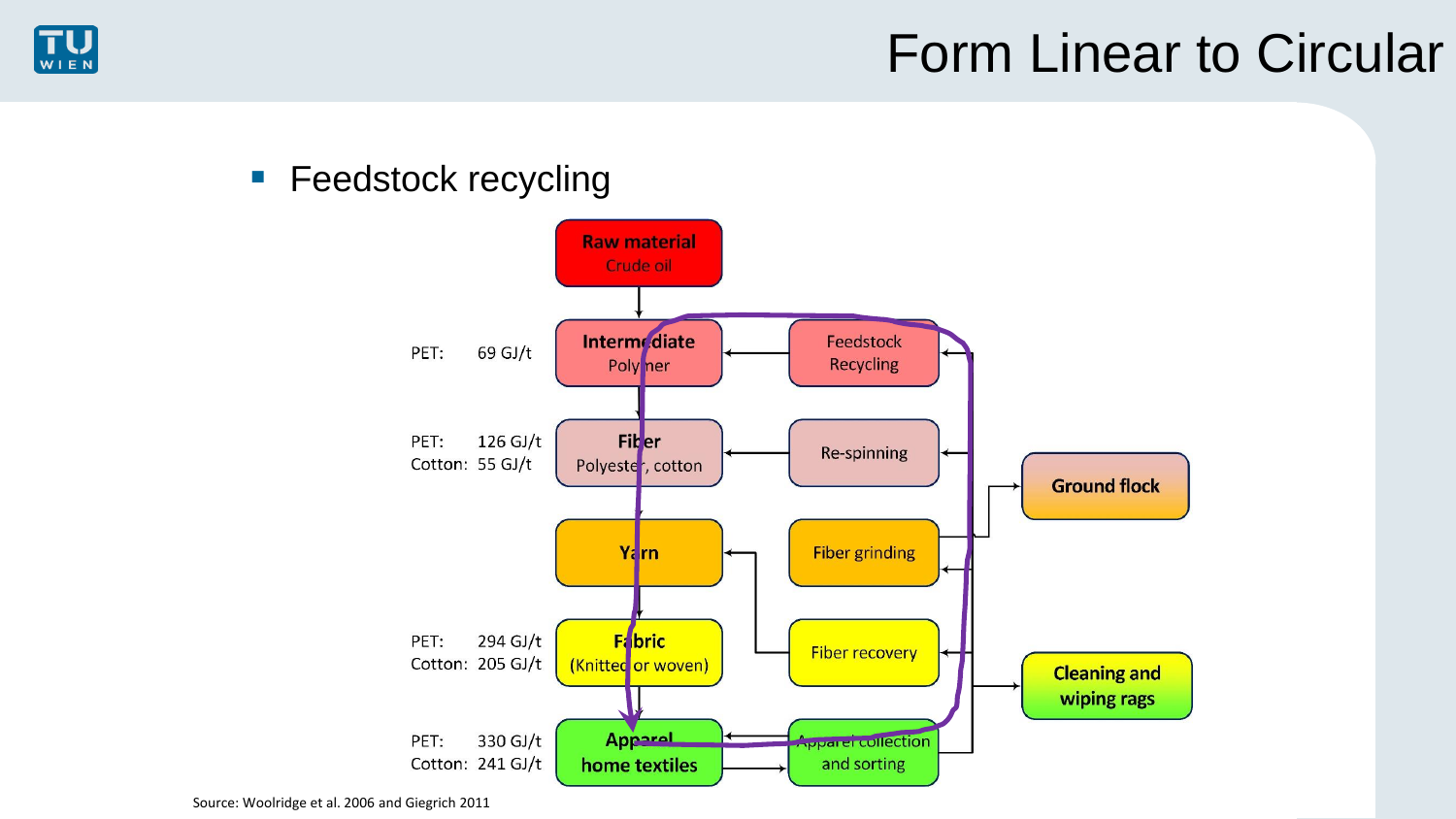# Form Linear to Circular

- Feedstock recycling

| | | | | | |
|---|---|---|---|---|---|
| | | Raw material<br>Crude oil | | | |
| PET: | 69 GJ/t | Intermediate<br>Polymer | ← | Feedstock Recycling | |
| PET:<br>Cotton: | 126 GJ/t<br>55 GJ/t | Fiber<br>Polyester, cotton | ← | Re-spinning | Ground flock |
| | | Yarn | ← | Fiber grinding | |
| PET:<br>Cotton: | 294 GJ/t<br>205 GJ/t | Fabric<br>(Knitted or woven) | | Fiber recovery | Cleaning and wiping rags |
| PET:<br>Cotton: | 330 GJ/t<br>241 GJ/t | Apparel<br>home textiles | → | Apparel collection and sorting | |

Source: Woolridge et al. 2006 and Giegrich 2011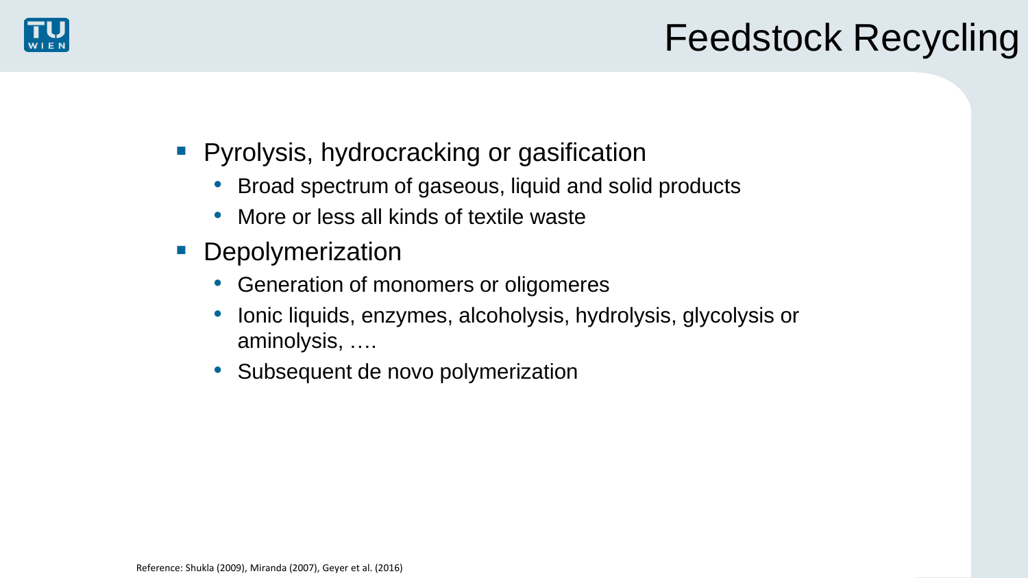# Feedstock Recycling

- Pyrolysis, hydrocracking or gasification
  - Broad spectrum of gaseous, liquid and solid products
  - More or less all kinds of textile waste
- Depolymerization
  - Generation of monomers or oligomeres
  - Ionic liquids, enzymes, alcoholysis, hydrolysis, glycolysis or aminolysis, ….
  - Subsequent de novo polymerization

Reference: Shukla (2009), Miranda (2007), Geyer et al. (2016)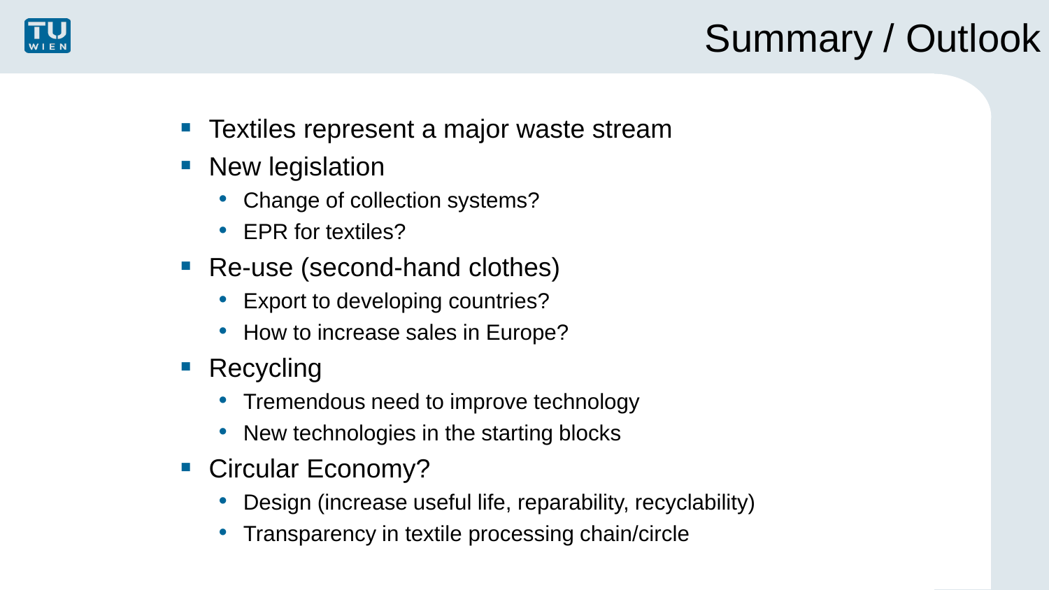# Summary / Outlook

- Textiles represent a major waste stream
- New legislation
  - Change of collection systems?
  - EPR for textiles?
- Re-use (second-hand clothes)
  - Export to developing countries?
  - How to increase sales in Europe?
- Recycling
  - Tremendous need to improve technology
  - New technologies in the starting blocks
- Circular Economy?
  - Design (increase useful life, reparability, recyclability)
  - Transparency in textile processing chain/circle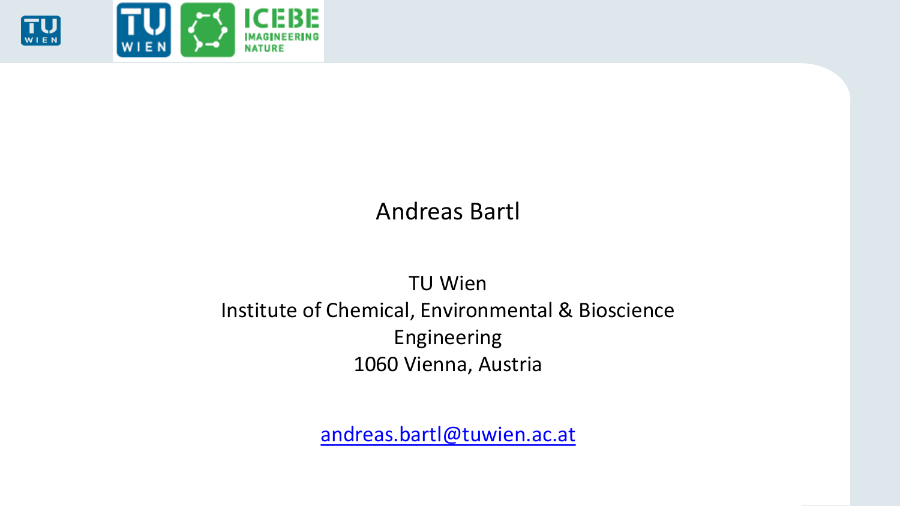Andreas Bartl

TU Wien
Institute of Chemical, Environmental & Bioscience Engineering
1060 Vienna, Austria

andreas.bartl@tuwien.ac.at